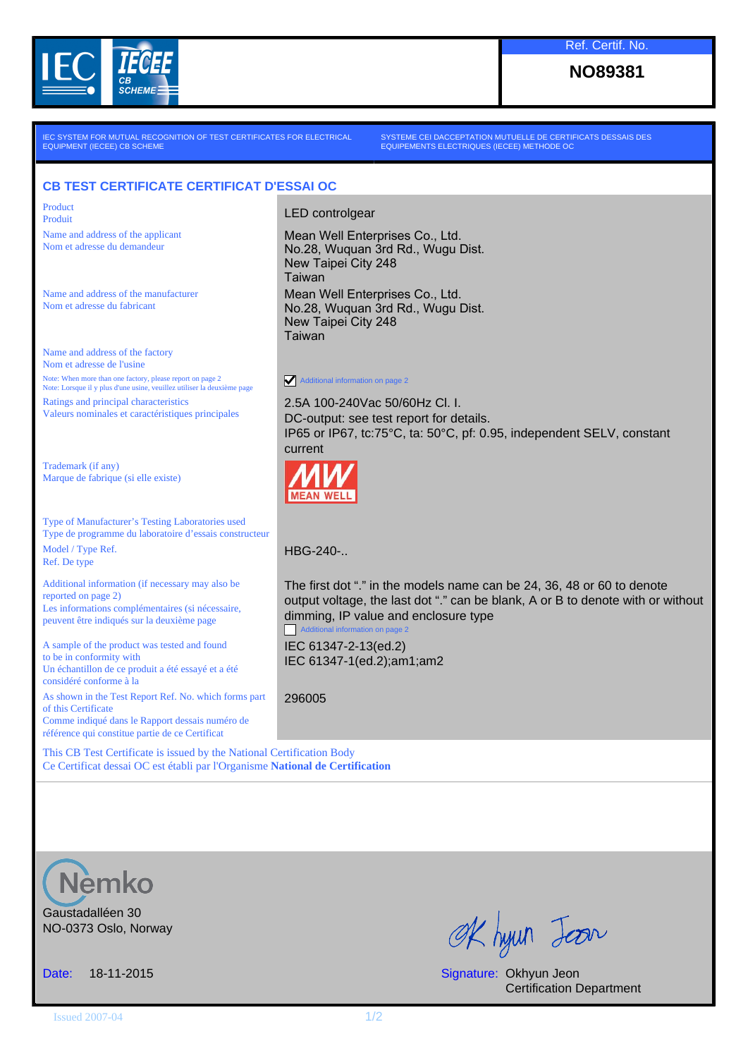IEC IECEE CB SCHEME

Ref. Certif. No.

**NO89381**

IEC SYSTEM FOR MUTUAL RECOGNITION OF TEST CERTIFICATES FOR ELECTRICAL EQUIPMENT (IECEE) CB SCHEME

SYSTEME CEI DACCEPTATION MUTUELLE DE CERTIFICATS DESSAIS DES EQUIPEMENTS ELECTRIQUES (IECEE) METHODE OC

## CB TEST CERTIFICATE CERTIFICAT D'ESSAI OC

| | |
|---|---|
| Product<br>Produit | LED controlgear |
| Name and address of the applicant<br>Nom et adresse du demandeur | Mean Well Enterprises Co., Ltd.<br>No.28, Wuquan 3rd Rd., Wugu Dist.<br>New Taipei City 248<br>Taiwan |
| Name and address of the manufacturer<br>Nom et adresse du fabricant | Mean Well Enterprises Co., Ltd.<br>No.28, Wuquan 3rd Rd., Wugu Dist.<br>New Taipei City 248<br>Taiwan |
| Name and address of the factory<br>Nom et adresse de l'usine<br>Note: When more than one factory, please report on page 2<br>Note: Lorsque il y plus d'une usine, veuillez utiliser la deuxième page | ☑ Additional information on page 2 |
| Ratings and principal characteristics<br>Valeurs nominales et caractéristiques principales | 2.5A 100-240Vac 50/60Hz Cl. I.<br>DC-output: see test report for details.<br>IP65 or IP67, tc:75°C, ta: 50°C, pf: 0.95, independent SELV, constant current |
| Trademark (if any)<br>Marque de fabrique (si elle existe) | MW MEAN WELL |
| Type of Manufacturer's Testing Laboratories used<br>Type de programme du laboratoire d'essais constructeur | |
| Model / Type Ref.<br>Ref. De type | HBG-240-.. |
| Additional information (if necessary may also be reported on page 2)<br>Les informations complémentaires (si nécessaire, peuvent être indiqués sur la deuxième page | The first dot "." in the models name can be 24, 36, 48 or 60 to denote output voltage, the last dot "." can be blank, A or B to denote with or without dimming, IP value and enclosure type<br>☐ Additional information on page 2 |
| A sample of the product was tested and found to be in conformity with<br>Un échantillon de ce produit a été essayé et a été considéré conforme à la | IEC 61347-2-13(ed.2)<br>IEC 61347-1(ed.2);am1;am2 |
| As shown in the Test Report Ref. No. which forms part of this Certificate<br>Comme indiqué dans le Rapport dessais numéro de référence qui constitue partie de ce Certificat | 296005 |

This CB Test Certificate is issued by the National Certification Body
Ce Certificat dessai OC est établi par l'Organisme **National de Certification**

Nemko
Gaustadalléen 30
NO-0373 Oslo, Norway

Date: 18-11-2015

Signature: Okhyun Jeon
Certification Department

Issued 2007-04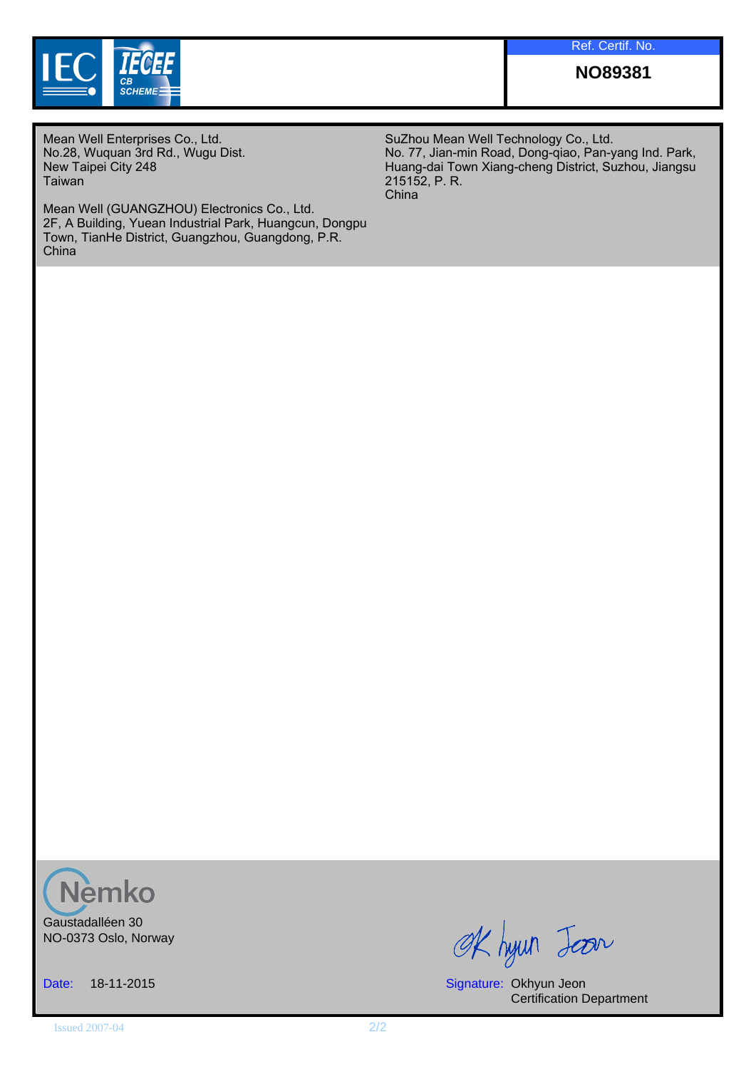Ref. Certif. No.

**NO89381**

Mean Well Enterprises Co., Ltd.
No.28, Wuquan 3rd Rd., Wugu Dist.
New Taipei City 248
Taiwan

Mean Well (GUANGZHOU) Electronics Co., Ltd.
2F, A Building, Yuean Industrial Park, Huangcun, Dongpu Town, TianHe District, Guangzhou, Guangdong, P.R. China

SuZhou Mean Well Technology Co., Ltd.
No. 77, Jian-min Road, Dong-qiao, Pan-yang Ind. Park, Huang-dai Town Xiang-cheng District, Suzhou, Jiangsu 215152, P. R.
China

Nemko
Gaustadalléen 30
NO-0373 Oslo, Norway

Date: 18-11-2015

Signature: Okhyun Jeon
Certification Department

Issued 2007-04